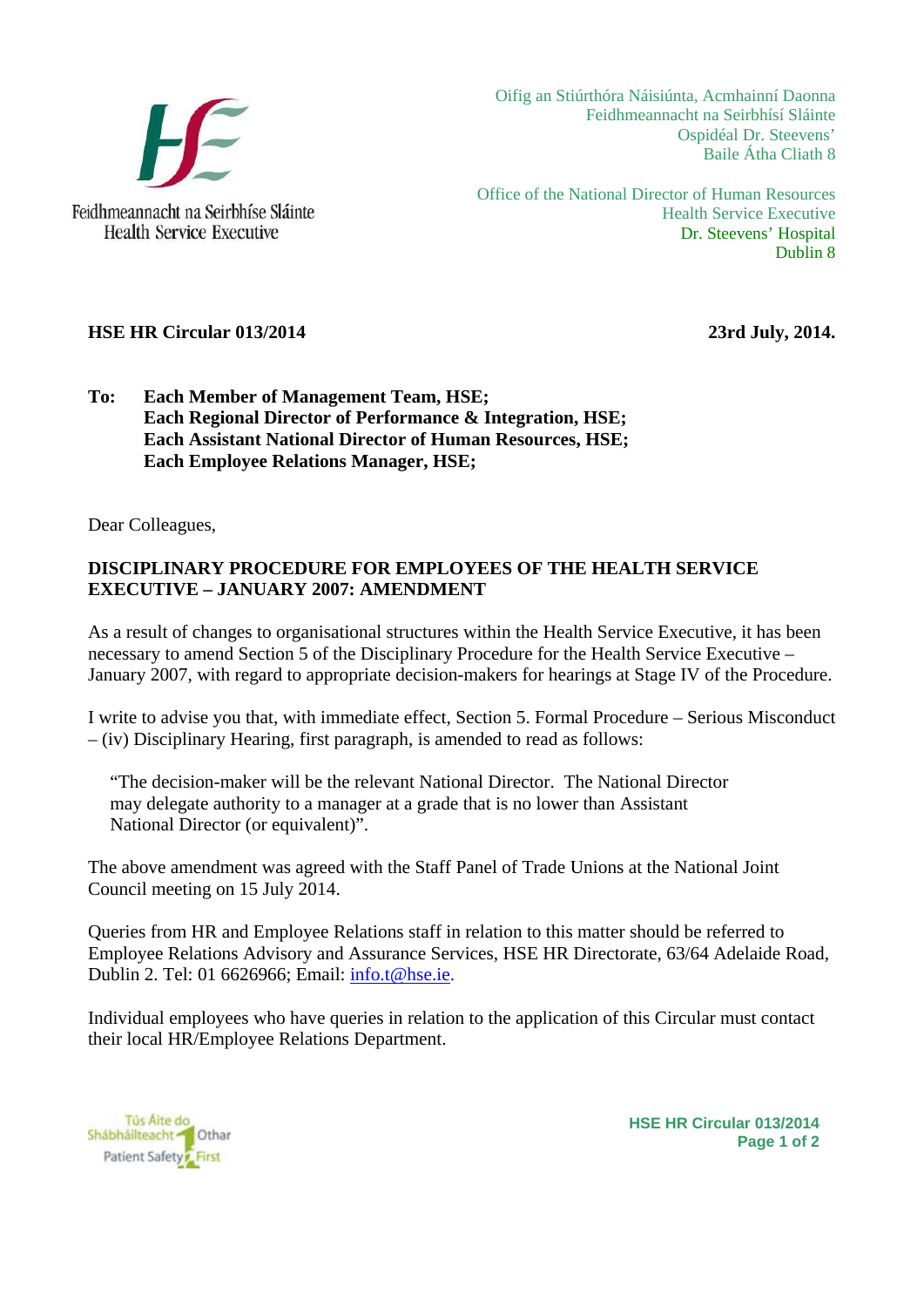Feidhmeannacht na Seirbhíse Sláinte
Health Service Executive

Oifig an Stiúrthóra Náisiúnta, Acmhainní Daonna
Feidhmeannacht na Seirbhísí Sláinte
Ospidéal Dr. Steevens'
Baile Átha Cliath 8

Office of the National Director of Human Resources
Health Service Executive
Dr. Steevens' Hospital
Dublin 8

**HSE HR Circular 013/2014** **23rd July, 2014.**

**To: Each Member of Management Team, HSE;**
**Each Regional Director of Performance & Integration, HSE;**
**Each Assistant National Director of Human Resources, HSE;**
**Each Employee Relations Manager, HSE;**

Dear Colleagues,

**DISCIPLINARY PROCEDURE FOR EMPLOYEES OF THE HEALTH SERVICE EXECUTIVE – JANUARY 2007: AMENDMENT**

As a result of changes to organisational structures within the Health Service Executive, it has been necessary to amend Section 5 of the Disciplinary Procedure for the Health Service Executive – January 2007, with regard to appropriate decision-makers for hearings at Stage IV of the Procedure.

I write to advise you that, with immediate effect, Section 5. Formal Procedure – Serious Misconduct – (iv) Disciplinary Hearing, first paragraph, is amended to read as follows:

> "The decision-maker will be the relevant National Director. The National Director may delegate authority to a manager at a grade that is no lower than Assistant National Director (or equivalent)".

The above amendment was agreed with the Staff Panel of Trade Unions at the National Joint Council meeting on 15 July 2014.

Queries from HR and Employee Relations staff in relation to this matter should be referred to Employee Relations Advisory and Assurance Services, HSE HR Directorate, 63/64 Adelaide Road, Dublin 2. Tel: 01 6626966; Email: info.t@hse.ie.

Individual employees who have queries in relation to the application of this Circular must contact their local HR/Employee Relations Department.

Tús Áite do Shábháilteacht Othar
Patient Safety First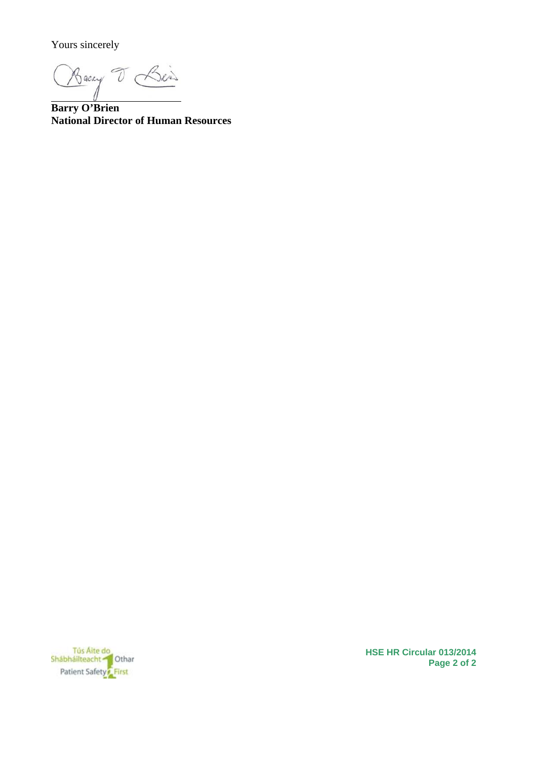Yours sincerely

**Barry O'Brien**
**National Director of Human Resources**